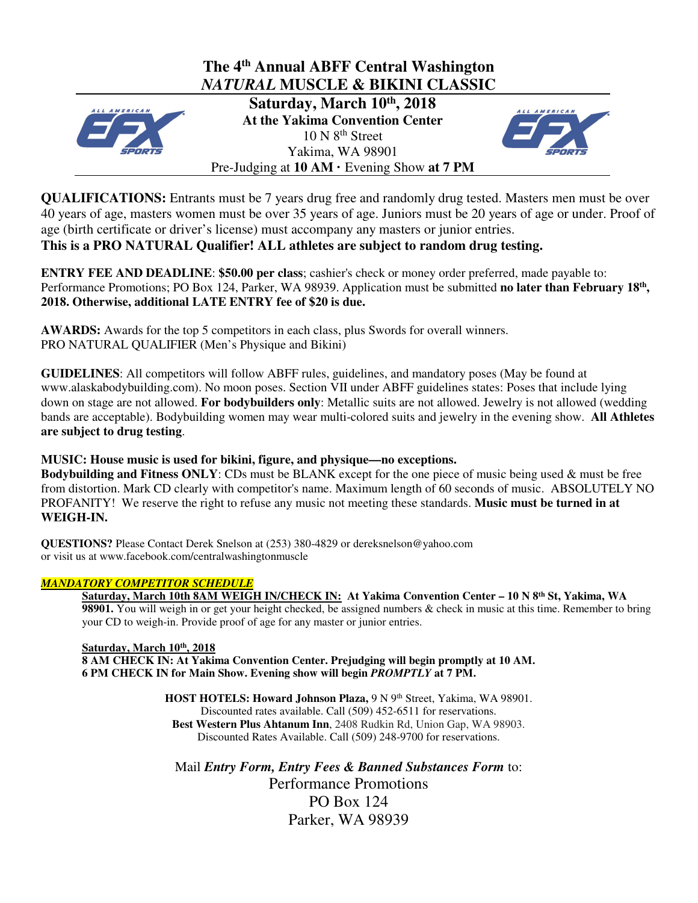# The 4th Annual ABFF Central Washington *NATURAL* MUSCLE & BIKINI CLASSIC

**Saturday, March 10th, 2018**
**At the Yakima Convention Center**
10 N 8th Street
Yakima, WA 98901
Pre-Judging at **10 AM** · Evening Show **at 7 PM**

**QUALIFICATIONS:** Entrants must be 7 years drug free and randomly drug tested. Masters men must be over 40 years of age, masters women must be over 35 years of age. Juniors must be 20 years of age or under. Proof of age (birth certificate or driver's license) must accompany any masters or junior entries.
**This is a PRO NATURAL Qualifier! ALL athletes are subject to random drug testing.**

**ENTRY FEE AND DEADLINE**: **$50.00 per class**; cashier's check or money order preferred, made payable to: Performance Promotions; PO Box 124, Parker, WA 98939. Application must be submitted **no later than February 18th, 2018. Otherwise, additional LATE ENTRY fee of $20 is due.**

**AWARDS:** Awards for the top 5 competitors in each class, plus Swords for overall winners.
PRO NATURAL QUALIFIER (Men's Physique and Bikini)

**GUIDELINES**: All competitors will follow ABFF rules, guidelines, and mandatory poses (May be found at www.alaskabodybuilding.com). No moon poses. Section VII under ABFF guidelines states: Poses that include lying down on stage are not allowed. **For bodybuilders only**: Metallic suits are not allowed. Jewelry is not allowed (wedding bands are acceptable). Bodybuilding women may wear multi-colored suits and jewelry in the evening show. **All Athletes are subject to drug testing**.

**MUSIC: House music is used for bikini, figure, and physique—no exceptions.**
**Bodybuilding and Fitness ONLY**: CDs must be BLANK except for the one piece of music being used & must be free from distortion. Mark CD clearly with competitor's name. Maximum length of 60 seconds of music. ABSOLUTELY NO PROFANITY! We reserve the right to refuse any music not meeting these standards. **Music must be turned in at WEIGH-IN.**

**QUESTIONS?** Please Contact Derek Snelson at (253) 380-4829 or dereksnelson@yahoo.com
or visit us at www.facebook.com/centralwashingtonmuscle

***MANDATORY COMPETITOR SCHEDULE***

**Saturday, March 10th 8AM WEIGH IN/CHECK IN: At Yakima Convention Center – 10 N 8th St, Yakima, WA 98901.** You will weigh in or get your height checked, be assigned numbers & check in music at this time. Remember to bring your CD to weigh-in. Provide proof of age for any master or junior entries.

**Saturday, March 10th, 2018**
**8 AM CHECK IN: At Yakima Convention Center. Prejudging will begin promptly at 10 AM.**
**6 PM CHECK IN for Main Show. Evening show will begin *PROMPTLY* at 7 PM.**

**HOST HOTELS: Howard Johnson Plaza,** 9 N 9th Street, Yakima, WA 98901.
Discounted rates available. Call (509) 452-6511 for reservations.
**Best Western Plus Ahtanum Inn**, 2408 Rudkin Rd, Union Gap, WA 98903.
Discounted Rates Available. Call (509) 248-9700 for reservations.

Mail ***Entry Form, Entry Fees & Banned Substances Form*** to:
Performance Promotions
PO Box 124
Parker, WA 98939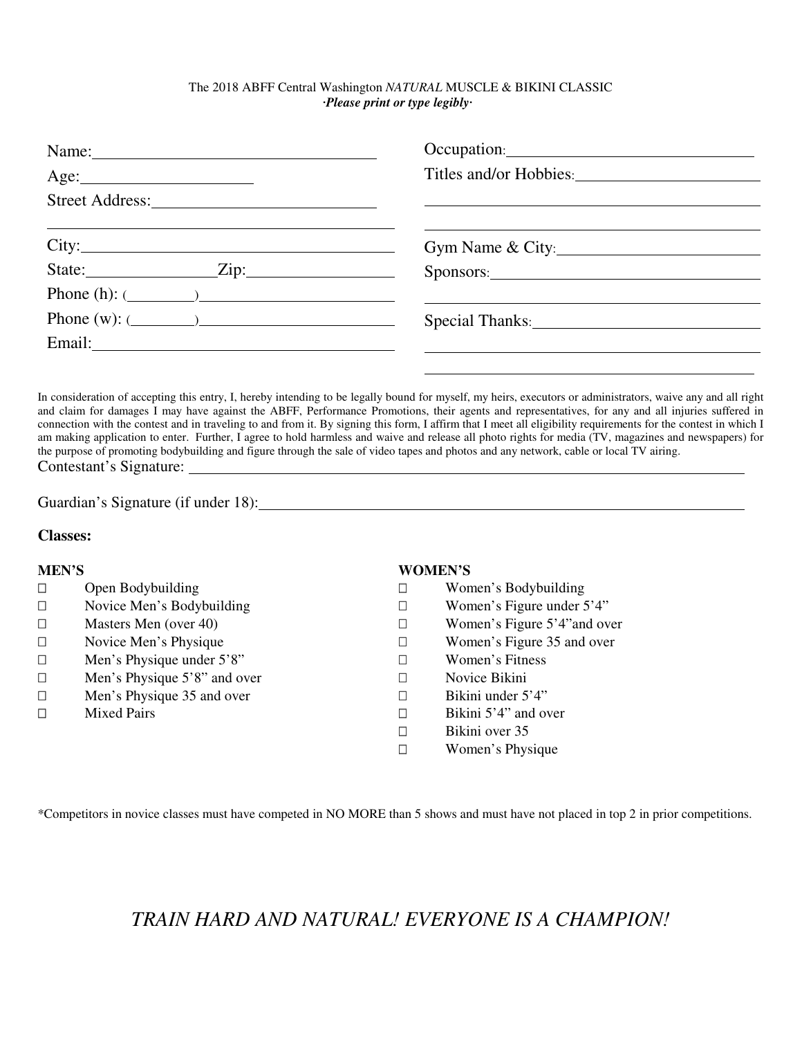The 2018 ABFF Central Washington *NATURAL* MUSCLE & BIKINI CLASSIC
***·Please print or type legibly·***

Name: ___________________________________

Age: ____________________

Street Address: __________________________

_____________________________________________

City: _______________________________________

State: _______________ Zip: __________________

Phone (h): (________) ________________________

Phone (w): (________) ________________________

Email: ______________________________________

Occupation: _______________________________

Titles and/or Hobbies: ______________________

_____________________________________________

_____________________________________________

Gym Name & City: __________________________

Sponsors: _________________________________

_____________________________________________

Special Thanks: ____________________________

_____________________________________________

_____________________________________________

In consideration of accepting this entry, I, hereby intending to be legally bound for myself, my heirs, executors or administrators, waive any and all right and claim for damages I may have against the ABFF, Performance Promotions, their agents and representatives, for any and all injuries suffered in connection with the contest and in traveling to and from it. By signing this form, I affirm that I meet all eligibility requirements for the contest in which I am making application to enter. Further, I agree to hold harmless and waive and release all photo rights for media (TV, magazines and newspapers) for the purpose of promoting bodybuilding and figure through the sale of video tapes and photos and any network, cable or local TV airing.

Contestant's Signature: ______________________________________________________________

Guardian's Signature (if under 18): ____________________________________________________

**Classes:**

**MEN'S**

- ☐ Open Bodybuilding
- ☐ Novice Men's Bodybuilding
- ☐ Masters Men (over 40)
- ☐ Novice Men's Physique
- ☐ Men's Physique under 5'8"
- ☐ Men's Physique 5'8" and over
- ☐ Men's Physique 35 and over
- ☐ Mixed Pairs

**WOMEN'S**

- ☐ Women's Bodybuilding
- ☐ Women's Figure under 5'4"
- ☐ Women's Figure 5'4"and over
- ☐ Women's Figure 35 and over
- ☐ Women's Fitness
- ☐ Novice Bikini
- ☐ Bikini under 5'4"
- ☐ Bikini 5'4" and over
- ☐ Bikini over 35
- ☐ Women's Physique

*Competitors in novice classes must have competed in NO MORE than 5 shows and must have not placed in top 2 in prior competitions.

*TRAIN HARD AND NATURAL! EVERYONE IS A CHAMPION!*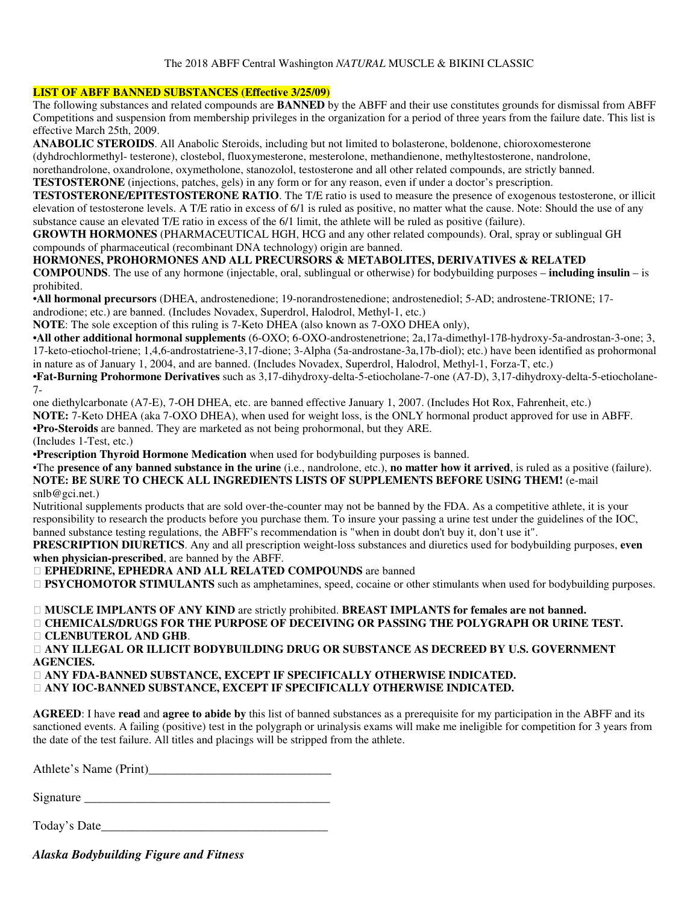The 2018 ABFF Central Washington *NATURAL* MUSCLE & BIKINI CLASSIC

**LIST OF ABFF BANNED SUBSTANCES (Effective 3/25/09)**

The following substances and related compounds are **BANNED** by the ABFF and their use constitutes grounds for dismissal from ABFF Competitions and suspension from membership privileges in the organization for a period of three years from the failure date. This list is effective March 25th, 2009.

**ANABOLIC STEROIDS**. All Anabolic Steroids, including but not limited to bolasterone, boldenone, chioroxomesterone (dyhdrochlormethyl- testerone), clostebol, fluoxymesterone, mesterolone, methandienone, methyltestosterone, nandrolone, norethandrolone, oxandrolone, oxymetholone, stanozolol, testosterone and all other related compounds, are strictly banned.

**TESTOSTERONE** (injections, patches, gels) in any form or for any reason, even if under a doctor's prescription.

**TESTOSTERONE/EPITESTOSTERONE RATIO**. The T/E ratio is used to measure the presence of exogenous testosterone, or illicit elevation of testosterone levels. A T/E ratio in excess of 6/1 is ruled as positive, no matter what the cause. Note: Should the use of any substance cause an elevated T/E ratio in excess of the 6/1 limit, the athlete will be ruled as positive (failure).

**GROWTH HORMONES** (PHARMACEUTICAL HGH, HCG and any other related compounds). Oral, spray or sublingual GH compounds of pharmaceutical (recombinant DNA technology) origin are banned.

**HORMONES, PROHORMONES AND ALL PRECURSORS & METABOLITES, DERIVATIVES & RELATED COMPOUNDS**. The use of any hormone (injectable, oral, sublingual or otherwise) for bodybuilding purposes – **including insulin** – is prohibited.

•**All hormonal precursors** (DHEA, androstenedione; 19-norandrostenedione; androstenediol; 5-AD; androstene-TRIONE; 17-androdione; etc.) are banned. (Includes Novadex, Superdrol, Halodrol, Methyl-1, etc.)

**NOTE**: The sole exception of this ruling is 7-Keto DHEA (also known as 7-OXO DHEA only),

•**All other additional hormonal supplements** (6-OXO; 6-OXO-androstenetrione; 2a,17a-dimethyl-17ß-hydroxy-5a-androstan-3-one; 3, 17-keto-etiochol-triene; 1,4,6-androstatriene-3,17-dione; 3-Alpha (5a-androstane-3a,17b-diol); etc.) have been identified as prohormonal in nature as of January 1, 2004, and are banned. (Includes Novadex, Superdrol, Halodrol, Methyl-1, Forza-T, etc.)

•**Fat-Burning Prohormone Derivatives** such as 3,17-dihydroxy-delta-5-etiocholane-7-one (A7-D), 3,17-dihydroxy-delta-5-etiocholane-7-one diethylcarbonate (A7-E), 7-OH DHEA, etc. are banned effective January 1, 2007. (Includes Hot Rox, Fahrenheit, etc.)

**NOTE:** 7-Keto DHEA (aka 7-OXO DHEA), when used for weight loss, is the ONLY hormonal product approved for use in ABFF.

•**Pro-Steroids** are banned. They are marketed as not being prohormonal, but they ARE.
(Includes 1-Test, etc.)

•**Prescription Thyroid Hormone Medication** when used for bodybuilding purposes is banned.

•The **presence of any banned substance in the urine** (i.e., nandrolone, etc.), **no matter how it arrived**, is ruled as a positive (failure).

**NOTE: BE SURE TO CHECK ALL INGREDIENTS LISTS OF SUPPLEMENTS BEFORE USING THEM!** (e-mail snlb@gci.net.)

Nutritional supplements products that are sold over-the-counter may not be banned by the FDA. As a competitive athlete, it is your responsibility to research the products before you purchase them. To insure your passing a urine test under the guidelines of the IOC, banned substance testing regulations, the ABFF's recommendation is "when in doubt don't buy it, don't use it".

**PRESCRIPTION DIURETICS**. Any and all prescription weight-loss substances and diuretics used for bodybuilding purposes, **even when physician-prescribed**, are banned by the ABFF.

- **EPHEDRINE, EPHEDRA AND ALL RELATED COMPOUNDS** are banned
- **PSYCHOMOTOR STIMULANTS** such as amphetamines, speed, cocaine or other stimulants when used for bodybuilding purposes.
- **MUSCLE IMPLANTS OF ANY KIND** are strictly prohibited. **BREAST IMPLANTS for females are not banned.**
- **CHEMICALS/DRUGS FOR THE PURPOSE OF DECEIVING OR PASSING THE POLYGRAPH OR URINE TEST.**
- **CLENBUTEROL AND GHB**.
- **ANY ILLEGAL OR ILLICIT BODYBUILDING DRUG OR SUBSTANCE AS DECREED BY U.S. GOVERNMENT AGENCIES.**
- **ANY FDA-BANNED SUBSTANCE, EXCEPT IF SPECIFICALLY OTHERWISE INDICATED.**
- **ANY IOC-BANNED SUBSTANCE, EXCEPT IF SPECIFICALLY OTHERWISE INDICATED.**

**AGREED**: I have **read** and **agree to abide by** this list of banned substances as a prerequisite for my participation in the ABFF and its sanctioned events. A failing (positive) test in the polygraph or urinalysis exams will make me ineligible for competition for 3 years from the date of the test failure. All titles and placings will be stripped from the athlete.

Athlete's Name (Print)_____________________________

Signature _______________________________________

Today's Date____________________________________

***Alaska Bodybuilding Figure and Fitness***